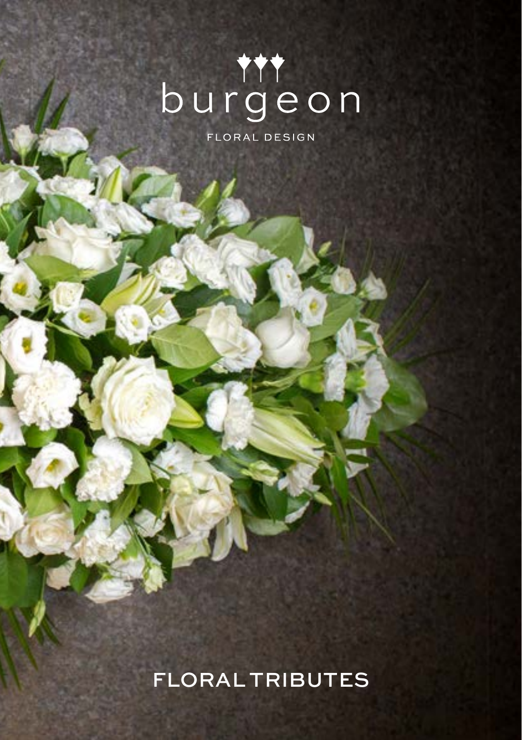# burgeon

FLORAL DESIGN

## FLORAL TRIBUTES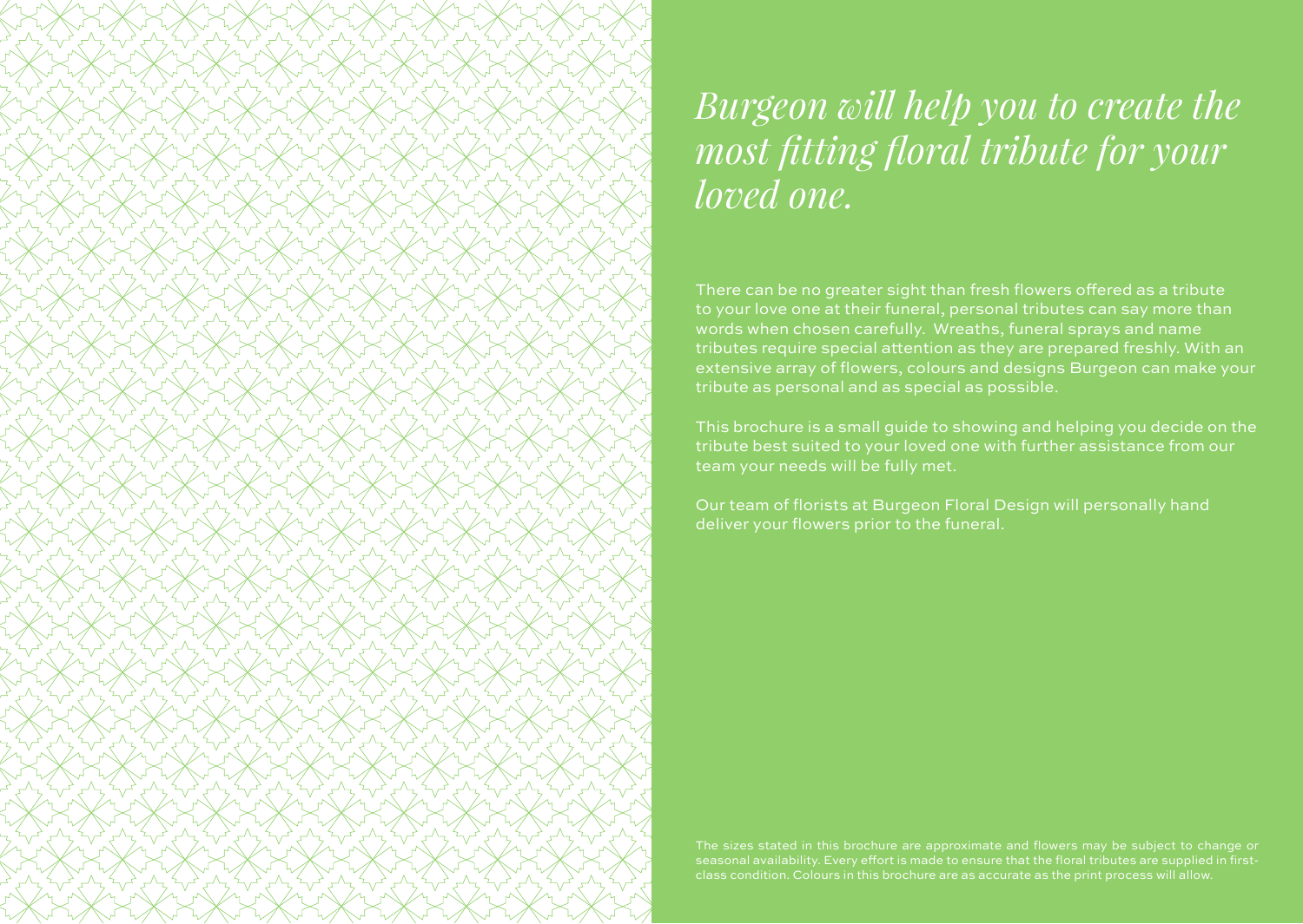*Burgeon will help you to create the most fitting floral tribute for your loved one.*

There can be no greater sight than fresh flowers offered as a tribute to your love one at their funeral, personal tributes can say more than words when chosen carefully. Wreaths, funeral sprays and name tributes require special attention as they are prepared freshly. With an extensive array of flowers, colours and designs Burgeon can make your tribute as personal and as special as possible.

This brochure is a small guide to showing and helping you decide on the tribute best suited to your loved one with further assistance from our team your needs will be fully met.

Our team of florists at Burgeon Floral Design will personally hand deliver your flowers prior to the funeral.

The sizes stated in this brochure are approximate and flowers may be subject to change or seasonal availability. Every effort is made to ensure that the floral tributes are supplied in first-class condition. Colours in this brochure are as accurate as the print process will allow.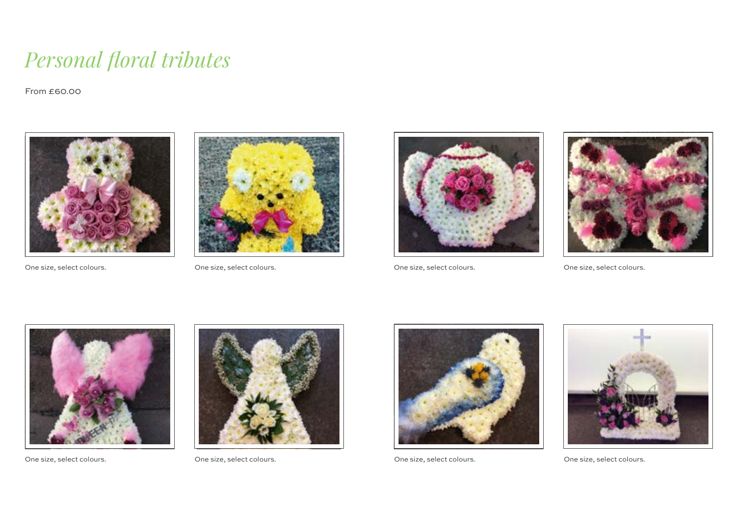# *Personal floral tributes*

From £60.00

One size, select colours.

One size, select colours.

One size, select colours.

One size, select colours.

One size, select colours.

One size, select colours.

One size, select colours.

One size, select colours.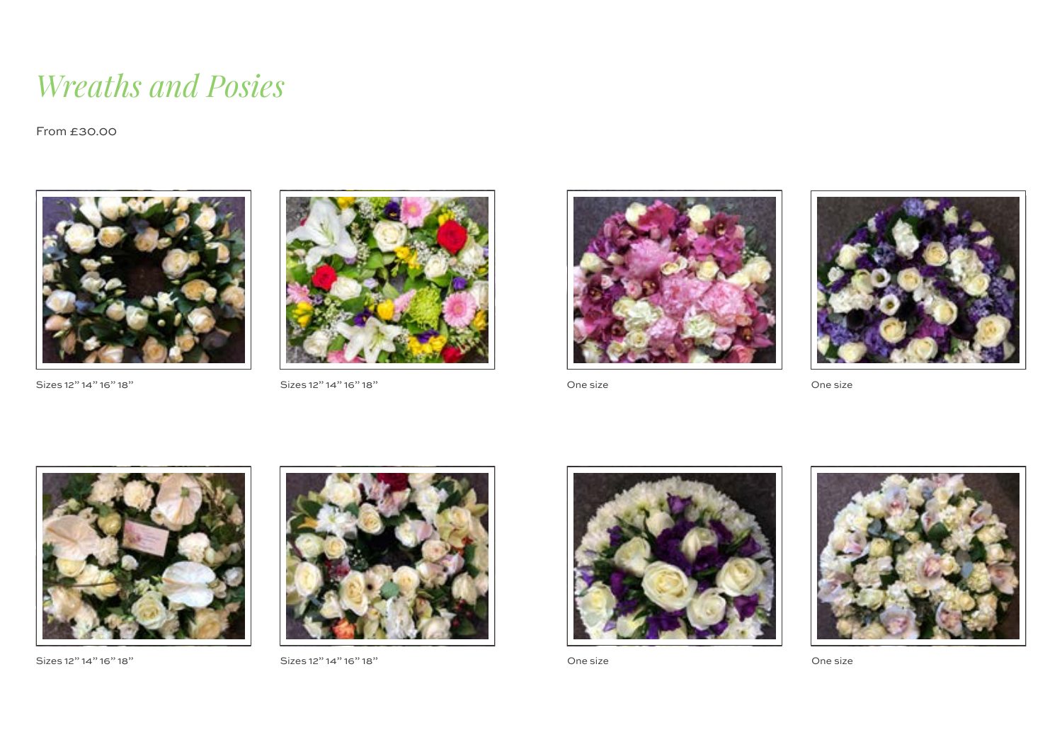# *Wreaths and Posies*

From £30.00

Sizes 12" 14" 16" 18"

Sizes 12" 14" 16" 18"

One size

One size

Sizes 12" 14" 16" 18"

Sizes 12" 14" 16" 18"

One size

One size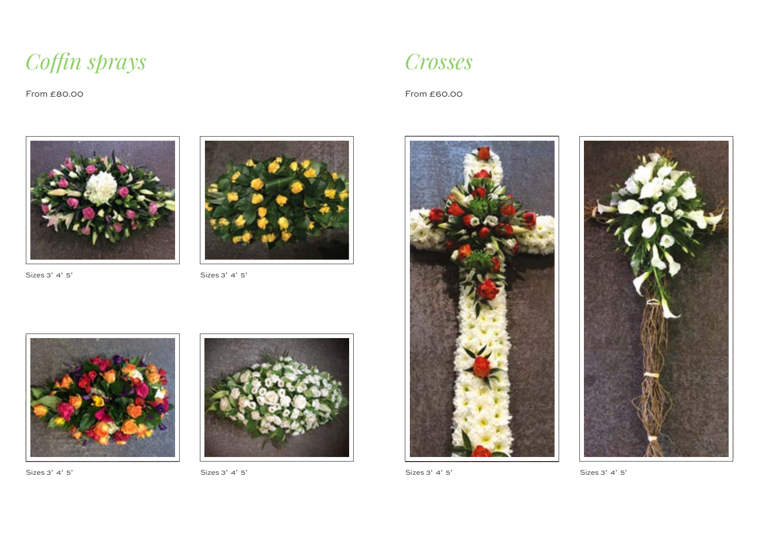# *Coffin sprays*

From £80.00

Sizes 3' 4' 5'

Sizes 3' 4' 5'

Sizes 3' 4' 5'

Sizes 3' 4' 5'

# *Crosses*

From £60.00

Sizes 3' 4' 5'

Sizes 3' 4' 5'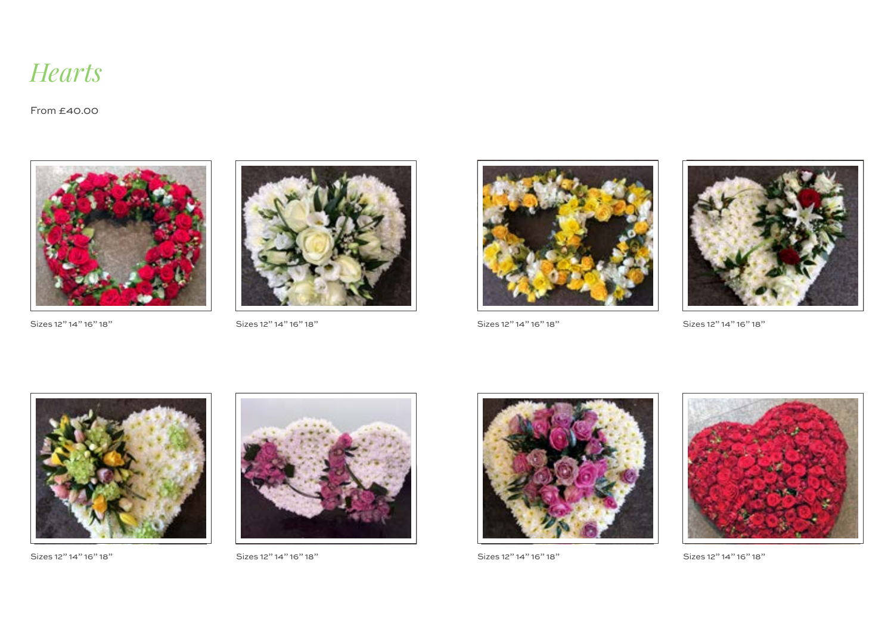# *Hearts*

From £40.00

Sizes 12" 14" 16" 18"

Sizes 12" 14" 16" 18"

Sizes 12" 14" 16" 18"

Sizes 12" 14" 16" 18"

Sizes 12" 14" 16" 18"

Sizes 12" 14" 16" 18"

Sizes 12" 14" 16" 18"

Sizes 12" 14" 16" 18"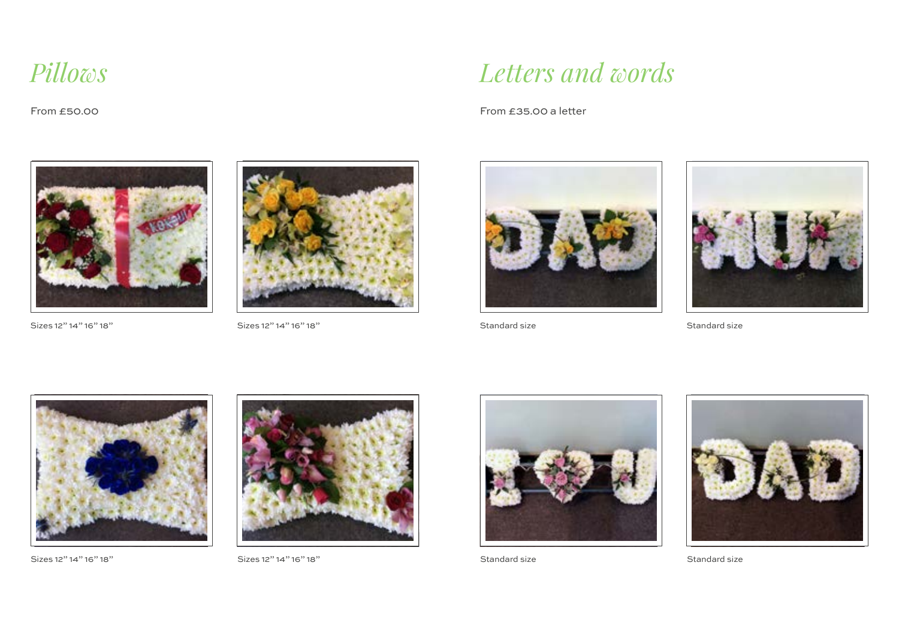## *Pillows*

From £50.00

Sizes 12" 14" 16" 18"

Sizes 12" 14" 16" 18"

Sizes 12" 14" 16" 18"

Sizes 12" 14" 16" 18"

## *Letters and words*

From £35.00 a letter

Standard size

Standard size

Standard size

Standard size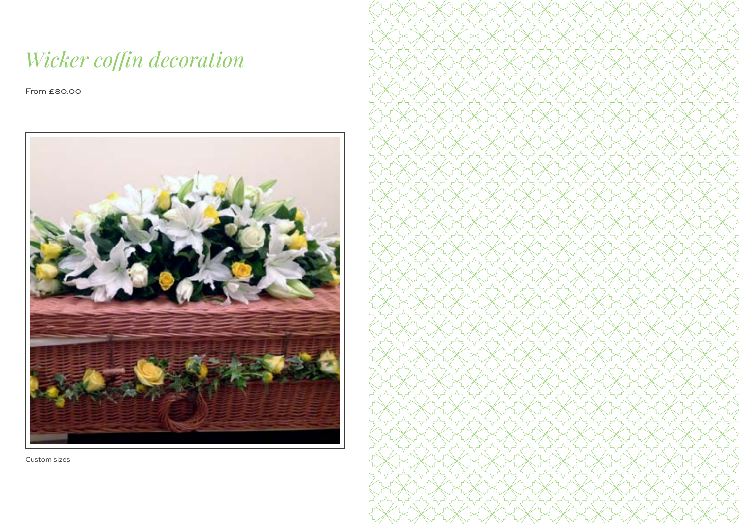# *Wicker coffin decoration*

From £80.00

Custom sizes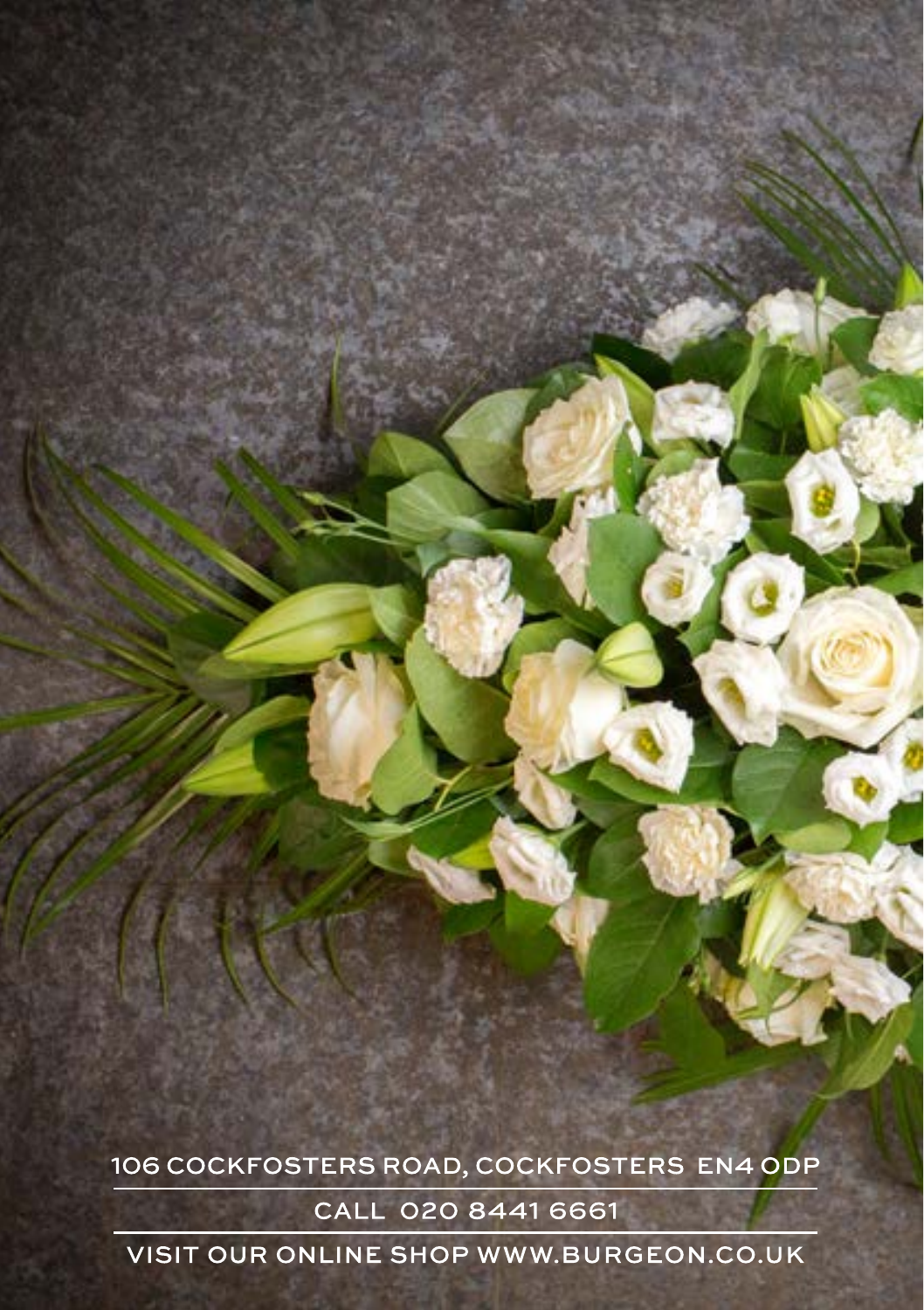106 COCKFOSTERS ROAD, COCKFOSTERS EN4 0DP

CALL 020 8441 6661

VISIT OUR ONLINE SHOP WWW.BURGEON.CO.UK